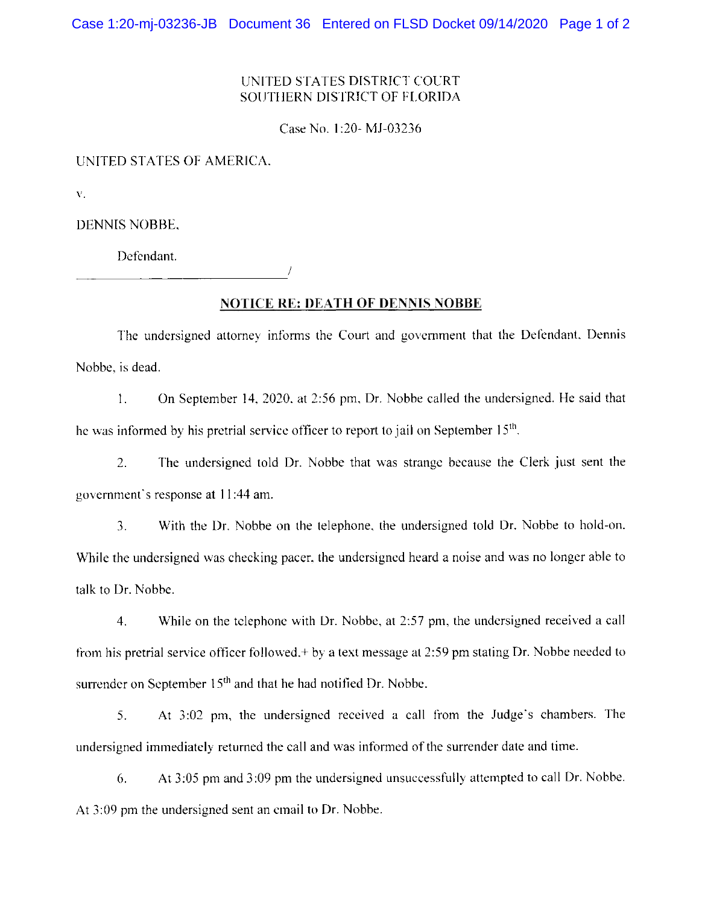UNITED STATES DISTRICT COURT
SOUTHERN DISTRICT OF FLORIDA

Case No. 1:20- MJ-03236

UNITED STATES OF AMERICA,

v.

DENNIS NOBBE,

Defendant.

_______________________________/

**NOTICE RE: DEATH OF DENNIS NOBBE**

The undersigned attorney informs the Court and government that the Defendant, Dennis Nobbe, is dead.

1. On September 14, 2020, at 2:56 pm, Dr. Nobbe called the undersigned. He said that he was informed by his pretrial service officer to report to jail on September 15th.

2. The undersigned told Dr. Nobbe that was strange because the Clerk just sent the government's response at 11:44 am.

3. With the Dr. Nobbe on the telephone, the undersigned told Dr. Nobbe to hold-on. While the undersigned was checking pacer, the undersigned heard a noise and was no longer able to talk to Dr. Nobbe.

4. While on the telephone with Dr. Nobbe, at 2:57 pm, the undersigned received a call from his pretrial service officer followed.+ by a text message at 2:59 pm stating Dr. Nobbe needed to surrender on September 15th and that he had notified Dr. Nobbe.

5. At 3:02 pm, the undersigned received a call from the Judge's chambers. The undersigned immediately returned the call and was informed of the surrender date and time.

6. At 3:05 pm and 3:09 pm the undersigned unsuccessfully attempted to call Dr. Nobbe. At 3:09 pm the undersigned sent an email to Dr. Nobbe.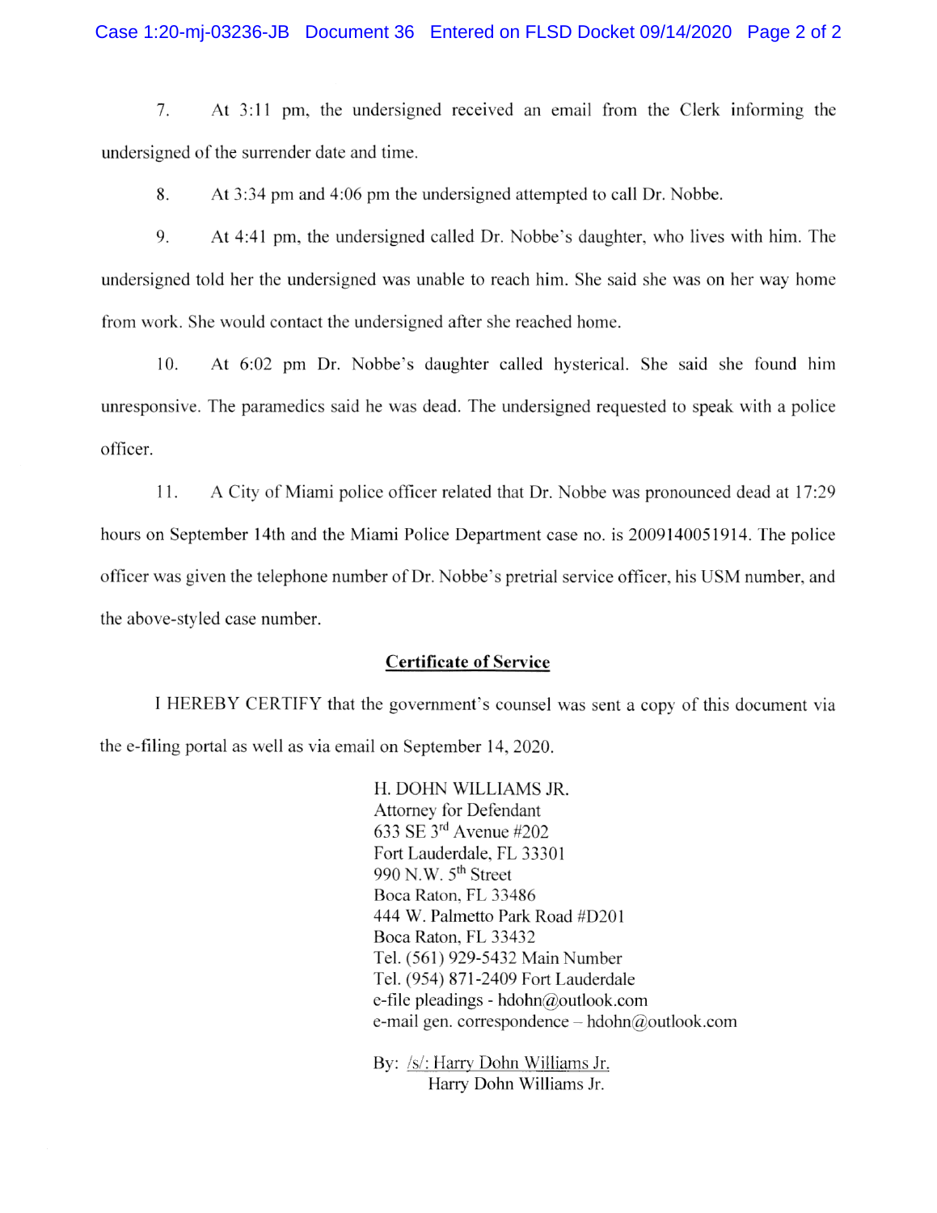7. At 3:11 pm, the undersigned received an email from the Clerk informing the undersigned of the surrender date and time.

8. At 3:34 pm and 4:06 pm the undersigned attempted to call Dr. Nobbe.

9. At 4:41 pm, the undersigned called Dr. Nobbe's daughter, who lives with him. The undersigned told her the undersigned was unable to reach him. She said she was on her way home from work. She would contact the undersigned after she reached home.

10. At 6:02 pm Dr. Nobbe's daughter called hysterical. She said she found him unresponsive. The paramedics said he was dead. The undersigned requested to speak with a police officer.

11. A City of Miami police officer related that Dr. Nobbe was pronounced dead at 17:29 hours on September 14th and the Miami Police Department case no. is 2009140051914. The police officer was given the telephone number of Dr. Nobbe's pretrial service officer, his USM number, and the above-styled case number.

## **Certificate of Service**

I HEREBY CERTIFY that the government's counsel was sent a copy of this document via the e-filing portal as well as via email on September 14, 2020.

H. DOHN WILLIAMS JR.  
Attorney for Defendant  
633 SE 3rd Avenue #202  
Fort Lauderdale, FL 33301  
990 N.W. 5th Street  
Boca Raton, FL 33486  
444 W. Palmetto Park Road #D201  
Boca Raton, FL 33432  
Tel. (561) 929-5432 Main Number  
Tel. (954) 871-2409 Fort Lauderdale  
e-file pleadings - hdohn@outlook.com  
e-mail gen. correspondence – hdohn@outlook.com

By: /s/: Harry Dohn Williams Jr.  
Harry Dohn Williams Jr.